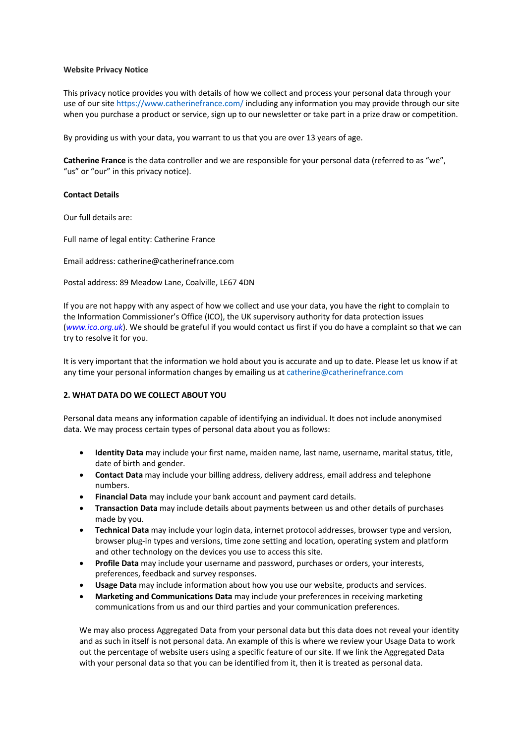**Website Privacy Notice**

This privacy notice provides you with details of how we collect and process your personal data through your use of our site https://www.catherinefrance.com/ including any information you may provide through our site when you purchase a product or service, sign up to our newsletter or take part in a prize draw or competition.

By providing us with your data, you warrant to us that you are over 13 years of age.

**Catherine France** is the data controller and we are responsible for your personal data (referred to as "we", "us" or "our" in this privacy notice).

**Contact Details**

Our full details are:

Full name of legal entity: Catherine France

Email address: catherine@catherinefrance.com

Postal address: 89 Meadow Lane, Coalville, LE67 4DN

If you are not happy with any aspect of how we collect and use your data, you have the right to complain to the Information Commissioner's Office (ICO), the UK supervisory authority for data protection issues (*www.ico.org.uk*). We should be grateful if you would contact us first if you do have a complaint so that we can try to resolve it for you.

It is very important that the information we hold about you is accurate and up to date. Please let us know if at any time your personal information changes by emailing us at catherine@catherinefrance.com

**2. WHAT DATA DO WE COLLECT ABOUT YOU**

Personal data means any information capable of identifying an individual. It does not include anonymised data. We may process certain types of personal data about you as follows:

- **Identity Data** may include your first name, maiden name, last name, username, marital status, title, date of birth and gender.
- **Contact Data** may include your billing address, delivery address, email address and telephone numbers.
- **Financial Data** may include your bank account and payment card details.
- **Transaction Data** may include details about payments between us and other details of purchases made by you.
- **Technical Data** may include your login data, internet protocol addresses, browser type and version, browser plug-in types and versions, time zone setting and location, operating system and platform and other technology on the devices you use to access this site.
- **Profile Data** may include your username and password, purchases or orders, your interests, preferences, feedback and survey responses.
- **Usage Data** may include information about how you use our website, products and services.
- **Marketing and Communications Data** may include your preferences in receiving marketing communications from us and our third parties and your communication preferences.

We may also process Aggregated Data from your personal data but this data does not reveal your identity and as such in itself is not personal data. An example of this is where we review your Usage Data to work out the percentage of website users using a specific feature of our site. If we link the Aggregated Data with your personal data so that you can be identified from it, then it is treated as personal data.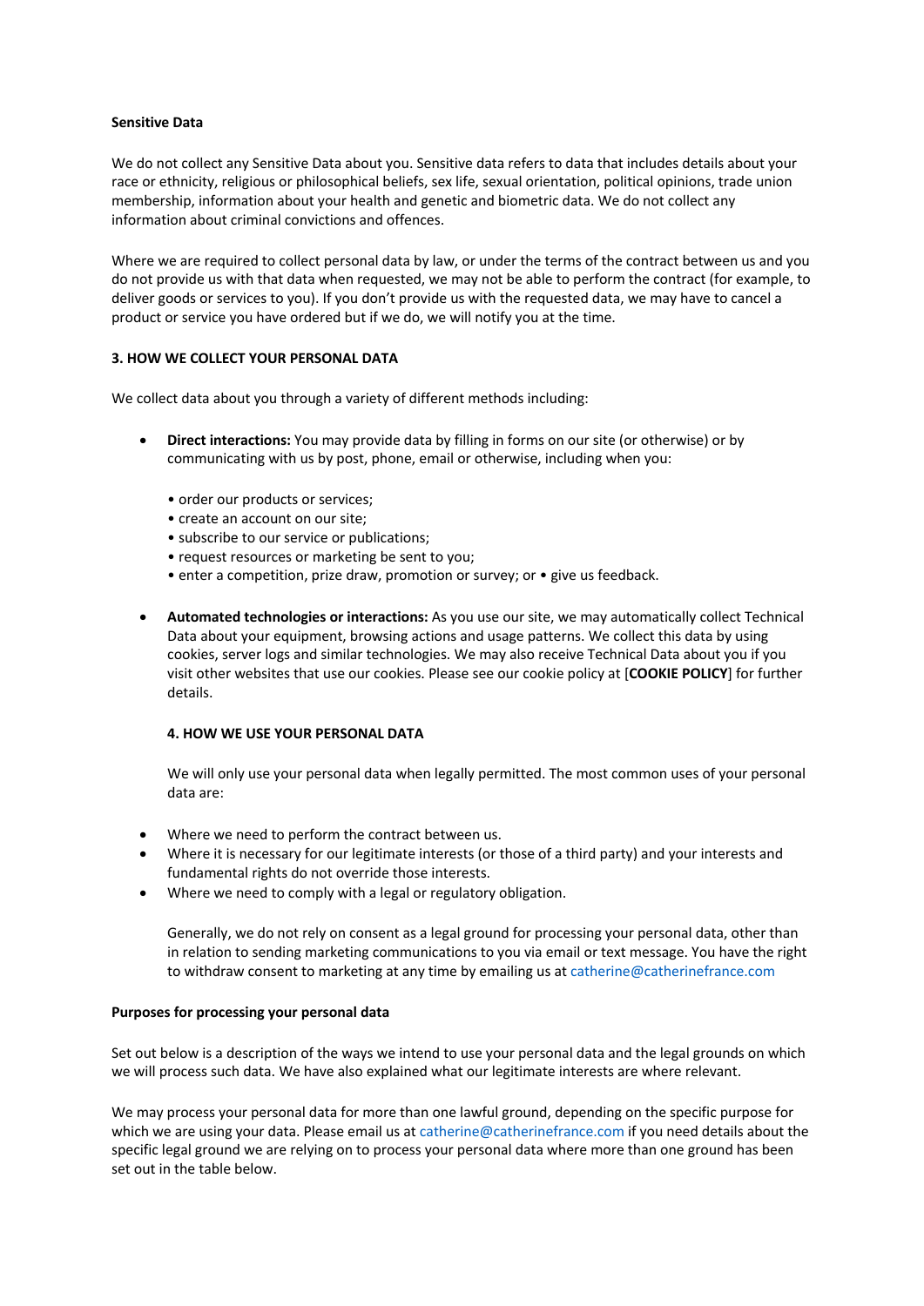**Sensitive Data**

We do not collect any Sensitive Data about you. Sensitive data refers to data that includes details about your race or ethnicity, religious or philosophical beliefs, sex life, sexual orientation, political opinions, trade union membership, information about your health and genetic and biometric data. We do not collect any information about criminal convictions and offences.

Where we are required to collect personal data by law, or under the terms of the contract between us and you do not provide us with that data when requested, we may not be able to perform the contract (for example, to deliver goods or services to you). If you don't provide us with the requested data, we may have to cancel a product or service you have ordered but if we do, we will notify you at the time.

**3. HOW WE COLLECT YOUR PERSONAL DATA**

We collect data about you through a variety of different methods including:

- **Direct interactions:** You may provide data by filling in forms on our site (or otherwise) or by communicating with us by post, phone, email or otherwise, including when you:

  • order our products or services;
  • create an account on our site;
  • subscribe to our service or publications;
  • request resources or marketing be sent to you;
  • enter a competition, prize draw, promotion or survey; or • give us feedback.

- **Automated technologies or interactions:** As you use our site, we may automatically collect Technical Data about your equipment, browsing actions and usage patterns. We collect this data by using cookies, server logs and similar technologies. We may also receive Technical Data about you if you visit other websites that use our cookies. Please see our cookie policy at [**COOKIE POLICY**] for further details.

**4. HOW WE USE YOUR PERSONAL DATA**

We will only use your personal data when legally permitted. The most common uses of your personal data are:

- Where we need to perform the contract between us.
- Where it is necessary for our legitimate interests (or those of a third party) and your interests and fundamental rights do not override those interests.
- Where we need to comply with a legal or regulatory obligation.

Generally, we do not rely on consent as a legal ground for processing your personal data, other than in relation to sending marketing communications to you via email or text message. You have the right to withdraw consent to marketing at any time by emailing us at catherine@catherinefrance.com

**Purposes for processing your personal data**

Set out below is a description of the ways we intend to use your personal data and the legal grounds on which we will process such data. We have also explained what our legitimate interests are where relevant.

We may process your personal data for more than one lawful ground, depending on the specific purpose for which we are using your data. Please email us at catherine@catherinefrance.com if you need details about the specific legal ground we are relying on to process your personal data where more than one ground has been set out in the table below.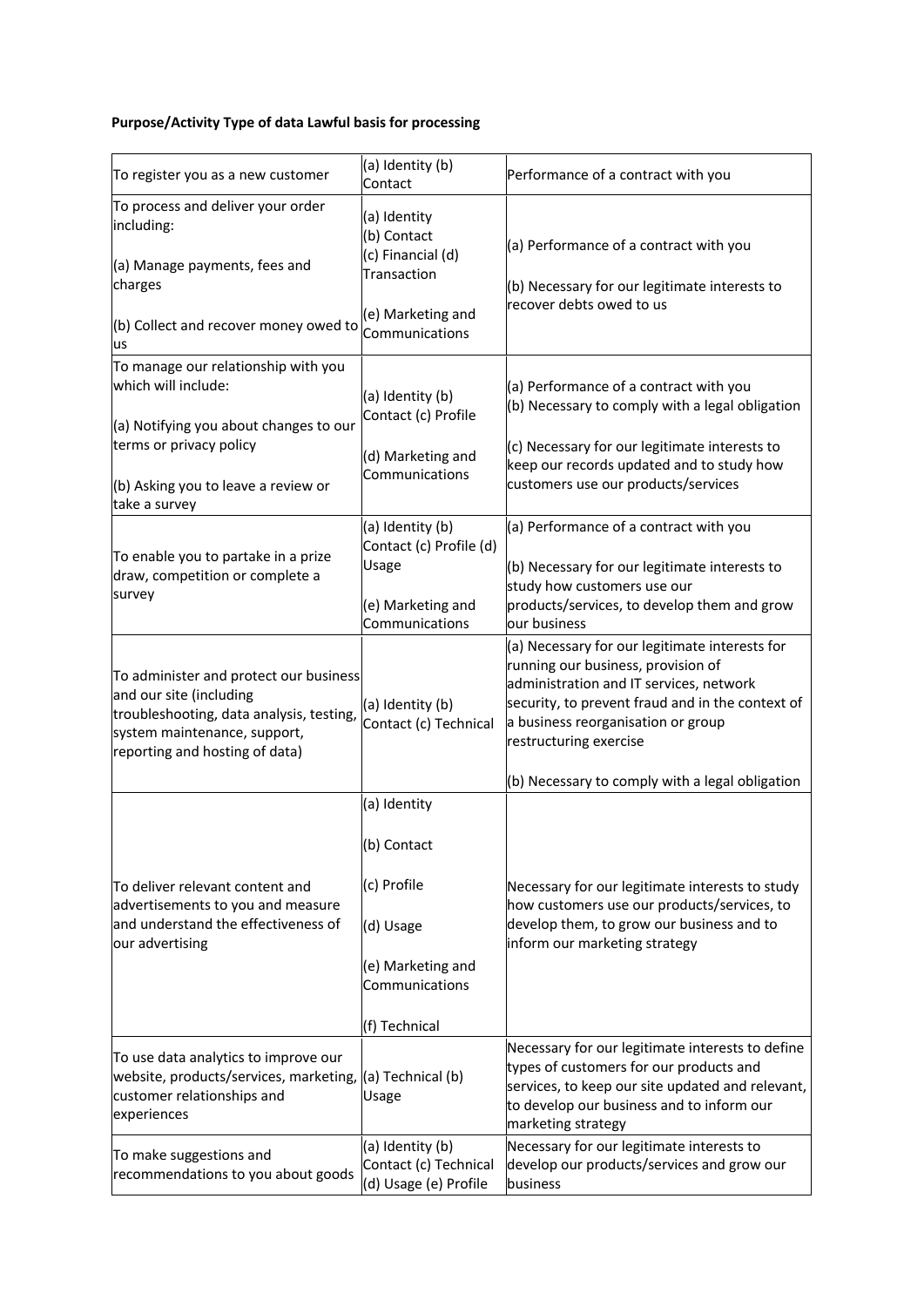| Purpose/Activity | Type of data | Lawful basis for processing |
|---|---|---|
| To register you as a new customer | (a) Identity (b) Contact | Performance of a contract with you |
| To process and deliver your order including:<br><br>(a) Manage payments, fees and charges<br><br>(b) Collect and recover money owed to us | (a) Identity<br>(b) Contact<br>(c) Financial (d) Transaction<br><br>(e) Marketing and Communications | (a) Performance of a contract with you<br><br>(b) Necessary for our legitimate interests to recover debts owed to us |
| To manage our relationship with you which will include:<br><br>(a) Notifying you about changes to our terms or privacy policy<br><br>(b) Asking you to leave a review or take a survey | (a) Identity (b) Contact (c) Profile<br><br>(d) Marketing and Communications | (a) Performance of a contract with you<br>(b) Necessary to comply with a legal obligation<br><br>(c) Necessary for our legitimate interests to keep our records updated and to study how customers use our products/services |
| To enable you to partake in a prize draw, competition or complete a survey | (a) Identity (b) Contact (c) Profile (d) Usage<br><br>(e) Marketing and Communications | (a) Performance of a contract with you<br><br>(b) Necessary for our legitimate interests to study how customers use our products/services, to develop them and grow our business |
| To administer and protect our business and our site (including troubleshooting, data analysis, testing, system maintenance, support, reporting and hosting of data) | (a) Identity (b) Contact (c) Technical | (a) Necessary for our legitimate interests for running our business, provision of administration and IT services, network security, to prevent fraud and in the context of a business reorganisation or group restructuring exercise<br><br>(b) Necessary to comply with a legal obligation |
| To deliver relevant content and advertisements to you and measure and understand the effectiveness of our advertising | (a) Identity<br><br>(b) Contact<br><br>(c) Profile<br><br>(d) Usage<br><br>(e) Marketing and Communications<br><br>(f) Technical | Necessary for our legitimate interests to study how customers use our products/services, to develop them, to grow our business and to inform our marketing strategy |
| To use data analytics to improve our website, products/services, marketing, customer relationships and experiences | (a) Technical (b) Usage | Necessary for our legitimate interests to define types of customers for our products and services, to keep our site updated and relevant, to develop our business and to inform our marketing strategy |
| To make suggestions and recommendations to you about goods | (a) Identity (b) Contact (c) Technical (d) Usage (e) Profile | Necessary for our legitimate interests to develop our products/services and grow our business |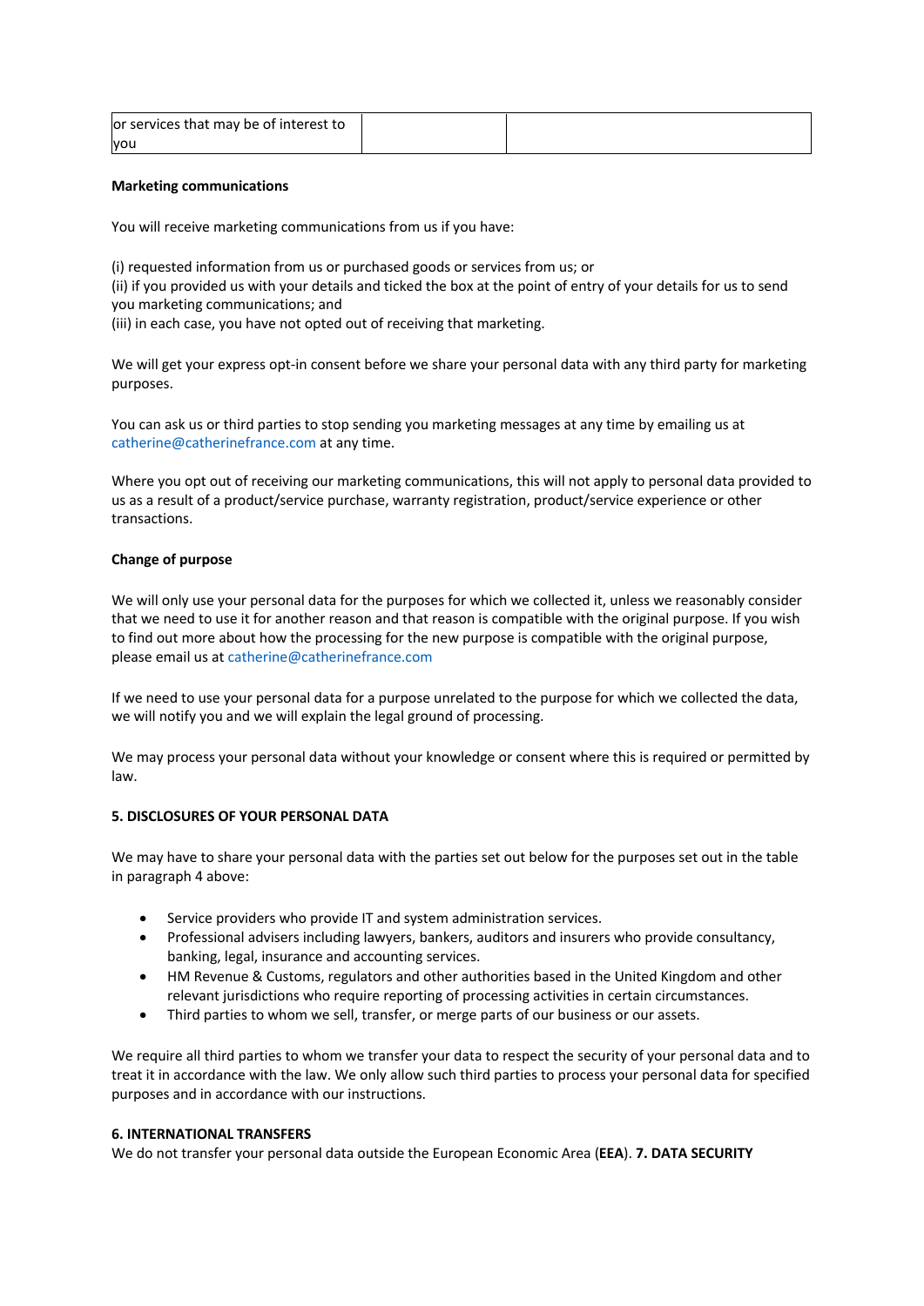| or services that may be of interest to you | | |
|---|---|---|

**Marketing communications**

You will receive marketing communications from us if you have:

(i) requested information from us or purchased goods or services from us; or
(ii) if you provided us with your details and ticked the box at the point of entry of your details for us to send you marketing communications; and
(iii) in each case, you have not opted out of receiving that marketing.

We will get your express opt-in consent before we share your personal data with any third party for marketing purposes.

You can ask us or third parties to stop sending you marketing messages at any time by emailing us at catherine@catherinefrance.com at any time.

Where you opt out of receiving our marketing communications, this will not apply to personal data provided to us as a result of a product/service purchase, warranty registration, product/service experience or other transactions.

**Change of purpose**

We will only use your personal data for the purposes for which we collected it, unless we reasonably consider that we need to use it for another reason and that reason is compatible with the original purpose. If you wish to find out more about how the processing for the new purpose is compatible with the original purpose, please email us at catherine@catherinefrance.com

If we need to use your personal data for a purpose unrelated to the purpose for which we collected the data, we will notify you and we will explain the legal ground of processing.

We may process your personal data without your knowledge or consent where this is required or permitted by law.

**5. DISCLOSURES OF YOUR PERSONAL DATA**

We may have to share your personal data with the parties set out below for the purposes set out in the table in paragraph 4 above:

- Service providers who provide IT and system administration services.
- Professional advisers including lawyers, bankers, auditors and insurers who provide consultancy, banking, legal, insurance and accounting services.
- HM Revenue & Customs, regulators and other authorities based in the United Kingdom and other relevant jurisdictions who require reporting of processing activities in certain circumstances.
- Third parties to whom we sell, transfer, or merge parts of our business or our assets.

We require all third parties to whom we transfer your data to respect the security of your personal data and to treat it in accordance with the law. We only allow such third parties to process your personal data for specified purposes and in accordance with our instructions.

**6. INTERNATIONAL TRANSFERS**

We do not transfer your personal data outside the European Economic Area (**EEA**). **7. DATA SECURITY**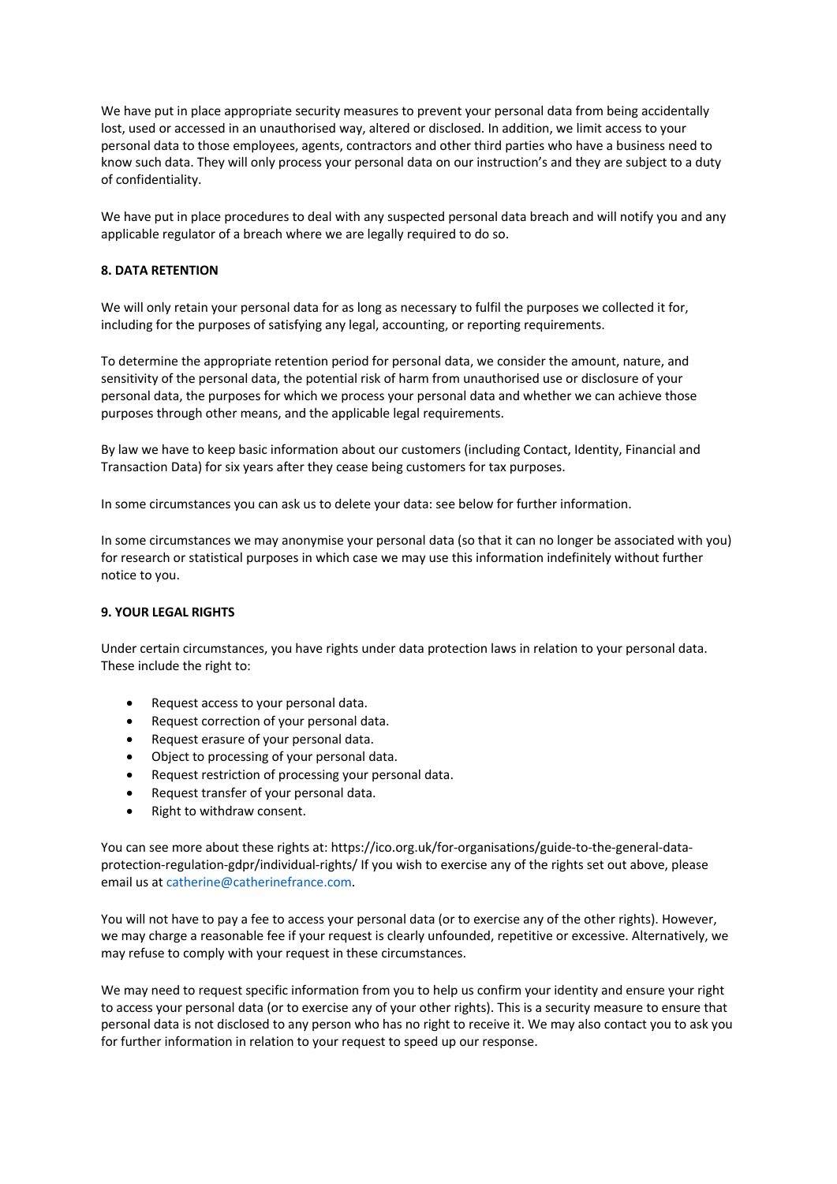We have put in place appropriate security measures to prevent your personal data from being accidentally lost, used or accessed in an unauthorised way, altered or disclosed. In addition, we limit access to your personal data to those employees, agents, contractors and other third parties who have a business need to know such data. They will only process your personal data on our instruction's and they are subject to a duty of confidentiality.

We have put in place procedures to deal with any suspected personal data breach and will notify you and any applicable regulator of a breach where we are legally required to do so.

**8. DATA RETENTION**

We will only retain your personal data for as long as necessary to fulfil the purposes we collected it for, including for the purposes of satisfying any legal, accounting, or reporting requirements.

To determine the appropriate retention period for personal data, we consider the amount, nature, and sensitivity of the personal data, the potential risk of harm from unauthorised use or disclosure of your personal data, the purposes for which we process your personal data and whether we can achieve those purposes through other means, and the applicable legal requirements.

By law we have to keep basic information about our customers (including Contact, Identity, Financial and Transaction Data) for six years after they cease being customers for tax purposes.

In some circumstances you can ask us to delete your data: see below for further information.

In some circumstances we may anonymise your personal data (so that it can no longer be associated with you) for research or statistical purposes in which case we may use this information indefinitely without further notice to you.

**9. YOUR LEGAL RIGHTS**

Under certain circumstances, you have rights under data protection laws in relation to your personal data. These include the right to:

- Request access to your personal data.
- Request correction of your personal data.
- Request erasure of your personal data.
- Object to processing of your personal data.
- Request restriction of processing your personal data.
- Request transfer of your personal data.
- Right to withdraw consent.

You can see more about these rights at: https://ico.org.uk/for-organisations/guide-to-the-general-data-protection-regulation-gdpr/individual-rights/ If you wish to exercise any of the rights set out above, please email us at catherine@catherinefrance.com.

You will not have to pay a fee to access your personal data (or to exercise any of the other rights). However, we may charge a reasonable fee if your request is clearly unfounded, repetitive or excessive. Alternatively, we may refuse to comply with your request in these circumstances.

We may need to request specific information from you to help us confirm your identity and ensure your right to access your personal data (or to exercise any of your other rights). This is a security measure to ensure that personal data is not disclosed to any person who has no right to receive it. We may also contact you to ask you for further information in relation to your request to speed up our response.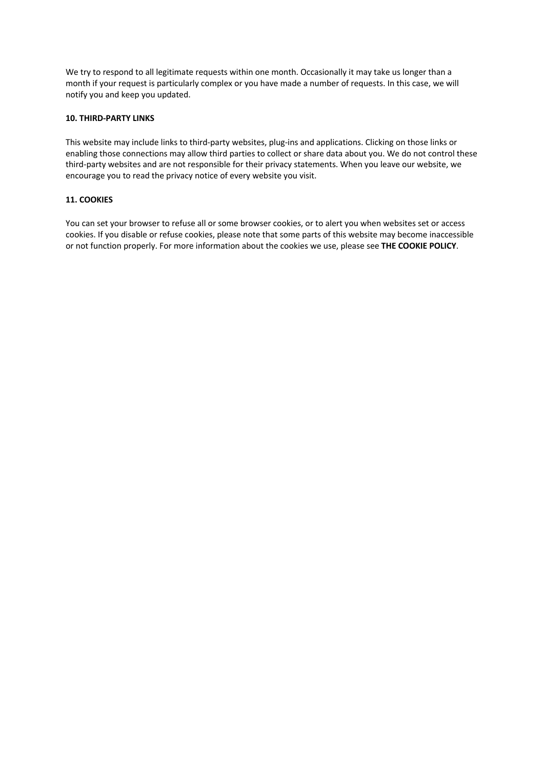We try to respond to all legitimate requests within one month. Occasionally it may take us longer than a month if your request is particularly complex or you have made a number of requests. In this case, we will notify you and keep you updated.

**10. THIRD-PARTY LINKS**

This website may include links to third-party websites, plug-ins and applications. Clicking on those links or enabling those connections may allow third parties to collect or share data about you. We do not control these third-party websites and are not responsible for their privacy statements. When you leave our website, we encourage you to read the privacy notice of every website you visit.

**11. COOKIES**

You can set your browser to refuse all or some browser cookies, or to alert you when websites set or access cookies. If you disable or refuse cookies, please note that some parts of this website may become inaccessible or not function properly. For more information about the cookies we use, please see **THE COOKIE POLICY**.